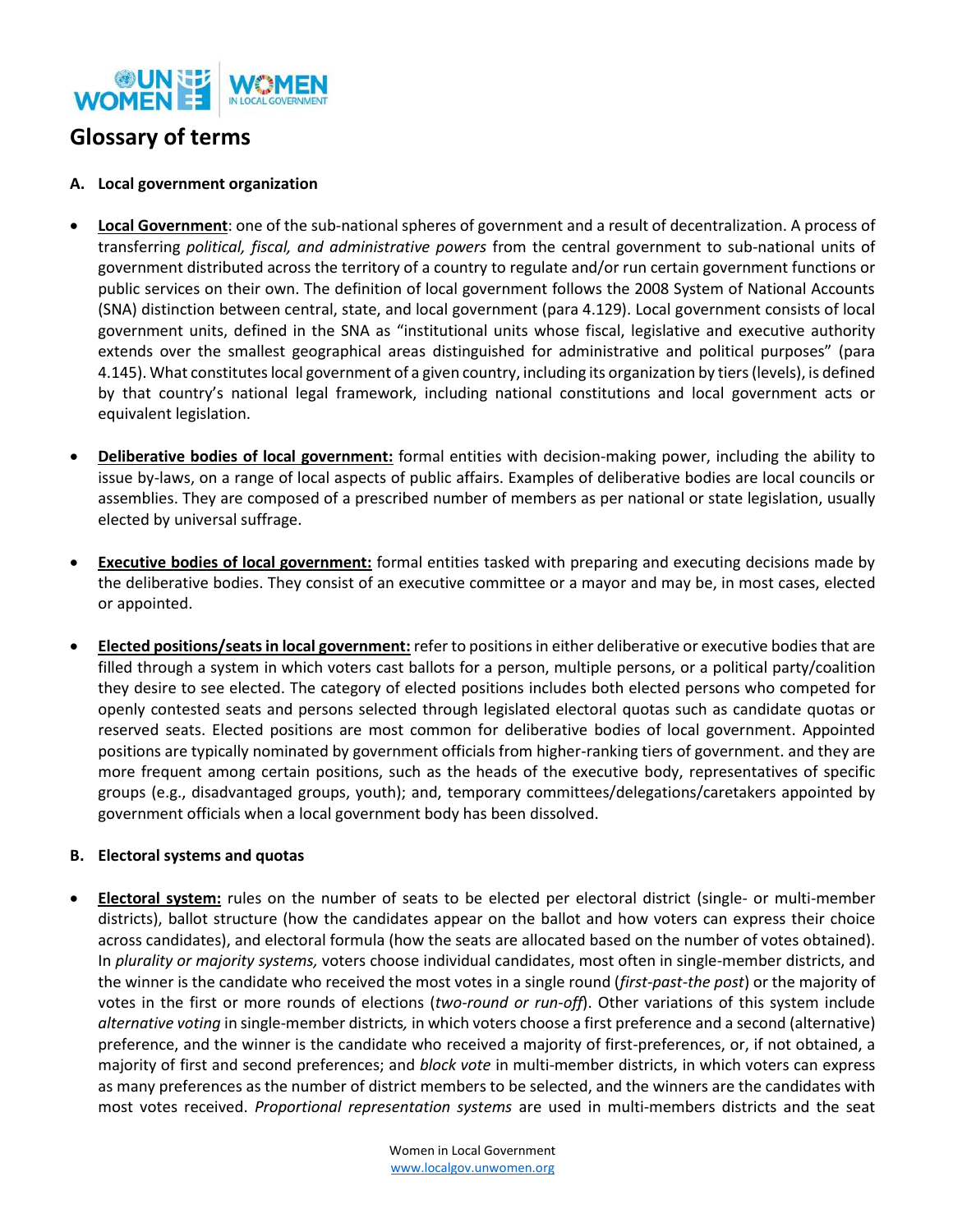# Glossary of terms

## A. Local government organization

- **Local Government**: one of the sub-national spheres of government and a result of decentralization. A process of transferring *political, fiscal, and administrative powers* from the central government to sub-national units of government distributed across the territory of a country to regulate and/or run certain government functions or public services on their own. The definition of local government follows the 2008 System of National Accounts (SNA) distinction between central, state, and local government (para 4.129). Local government consists of local government units, defined in the SNA as "institutional units whose fiscal, legislative and executive authority extends over the smallest geographical areas distinguished for administrative and political purposes" (para 4.145). What constitutes local government of a given country, including its organization by tiers (levels), is defined by that country's national legal framework, including national constitutions and local government acts or equivalent legislation.

- **Deliberative bodies of local government:** formal entities with decision-making power, including the ability to issue by-laws, on a range of local aspects of public affairs. Examples of deliberative bodies are local councils or assemblies. They are composed of a prescribed number of members as per national or state legislation, usually elected by universal suffrage.

- **Executive bodies of local government:** formal entities tasked with preparing and executing decisions made by the deliberative bodies. They consist of an executive committee or a mayor and may be, in most cases, elected or appointed.

- **Elected positions/seats in local government:** refer to positions in either deliberative or executive bodies that are filled through a system in which voters cast ballots for a person, multiple persons, or a political party/coalition they desire to see elected. The category of elected positions includes both elected persons who competed for openly contested seats and persons selected through legislated electoral quotas such as candidate quotas or reserved seats. Elected positions are most common for deliberative bodies of local government. Appointed positions are typically nominated by government officials from higher-ranking tiers of government. and they are more frequent among certain positions, such as the heads of the executive body, representatives of specific groups (e.g., disadvantaged groups, youth); and, temporary committees/delegations/caretakers appointed by government officials when a local government body has been dissolved.

## B. Electoral systems and quotas

- **Electoral system:** rules on the number of seats to be elected per electoral district (single- or multi-member districts), ballot structure (how the candidates appear on the ballot and how voters can express their choice across candidates), and electoral formula (how the seats are allocated based on the number of votes obtained). In *plurality or majority systems,* voters choose individual candidates, most often in single-member districts, and the winner is the candidate who received the most votes in a single round (*first-past-the post*) or the majority of votes in the first or more rounds of elections (*two-round or run-off*). Other variations of this system include *alternative voting* in single-member districts*,* in which voters choose a first preference and a second (alternative) preference, and the winner is the candidate who received a majority of first-preferences, or, if not obtained, a majority of first and second preferences; and *block vote* in multi-member districts, in which voters can express as many preferences as the number of district members to be selected, and the winners are the candidates with most votes received. *Proportional representation systems* are used in multi-members districts and the seat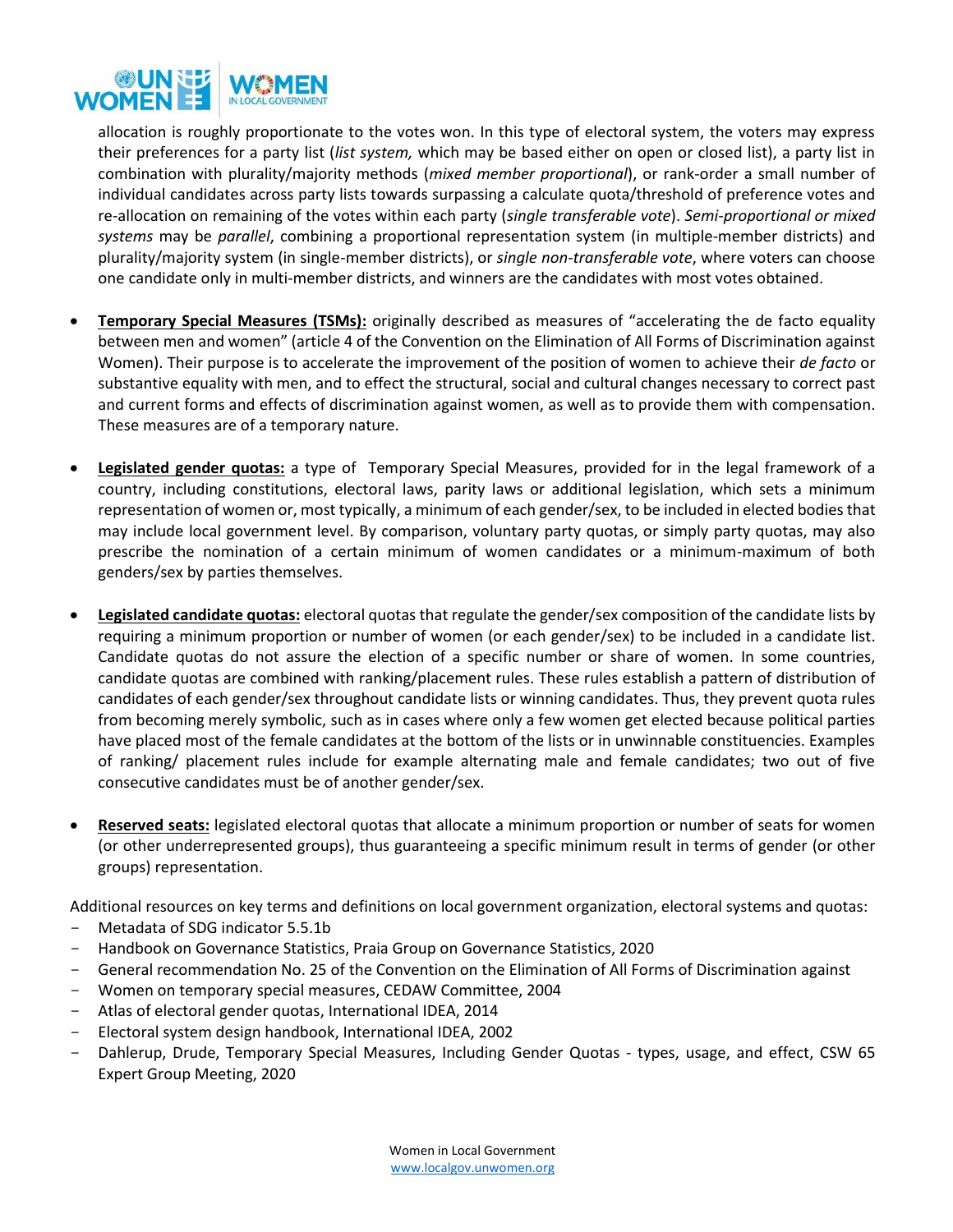allocation is roughly proportionate to the votes won. In this type of electoral system, the voters may express their preferences for a party list (*list system,* which may be based either on open or closed list), a party list in combination with plurality/majority methods (*mixed member proportional*), or rank-order a small number of individual candidates across party lists towards surpassing a calculate quota/threshold of preference votes and re-allocation on remaining of the votes within each party (*single transferable vote*). *Semi-proportional or mixed systems* may be *parallel*, combining a proportional representation system (in multiple-member districts) and plurality/majority system (in single-member districts), or *single non-transferable vote*, where voters can choose one candidate only in multi-member districts, and winners are the candidates with most votes obtained.

- **Temporary Special Measures (TSMs):** originally described as measures of "accelerating the de facto equality between men and women" (article 4 of the Convention on the Elimination of All Forms of Discrimination against Women). Their purpose is to accelerate the improvement of the position of women to achieve their *de facto* or substantive equality with men, and to effect the structural, social and cultural changes necessary to correct past and current forms and effects of discrimination against women, as well as to provide them with compensation. These measures are of a temporary nature.

- **Legislated gender quotas:** a type of Temporary Special Measures, provided for in the legal framework of a country, including constitutions, electoral laws, parity laws or additional legislation, which sets a minimum representation of women or, most typically, a minimum of each gender/sex, to be included in elected bodies that may include local government level. By comparison, voluntary party quotas, or simply party quotas, may also prescribe the nomination of a certain minimum of women candidates or a minimum-maximum of both genders/sex by parties themselves.

- **Legislated candidate quotas:** electoral quotas that regulate the gender/sex composition of the candidate lists by requiring a minimum proportion or number of women (or each gender/sex) to be included in a candidate list. Candidate quotas do not assure the election of a specific number or share of women. In some countries, candidate quotas are combined with ranking/placement rules. These rules establish a pattern of distribution of candidates of each gender/sex throughout candidate lists or winning candidates. Thus, they prevent quota rules from becoming merely symbolic, such as in cases where only a few women get elected because political parties have placed most of the female candidates at the bottom of the lists or in unwinnable constituencies. Examples of ranking/ placement rules include for example alternating male and female candidates; two out of five consecutive candidates must be of another gender/sex.

- **Reserved seats:** legislated electoral quotas that allocate a minimum proportion or number of seats for women (or other underrepresented groups), thus guaranteeing a specific minimum result in terms of gender (or other groups) representation.

Additional resources on key terms and definitions on local government organization, electoral systems and quotas:

- Metadata of SDG indicator 5.5.1b
- Handbook on Governance Statistics, Praia Group on Governance Statistics, 2020
- General recommendation No. 25 of the Convention on the Elimination of All Forms of Discrimination against
- Women on temporary special measures, CEDAW Committee, 2004
- Atlas of electoral gender quotas, International IDEA, 2014
- Electoral system design handbook, International IDEA, 2002
- Dahlerup, Drude, Temporary Special Measures, Including Gender Quotas - types, usage, and effect, CSW 65 Expert Group Meeting, 2020